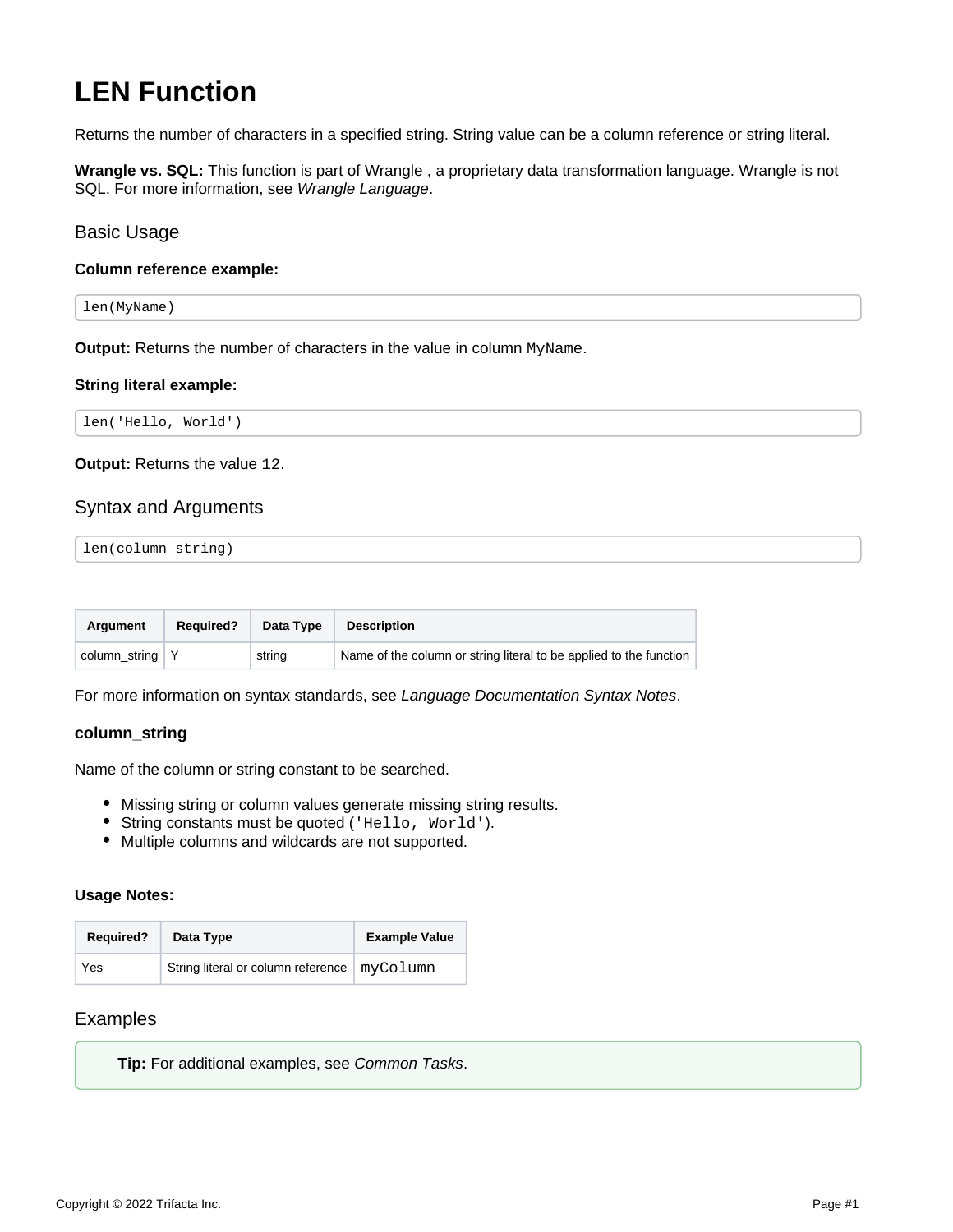# LEN Function

Returns the number of characters in a specified string. String value can be a column reference or string literal.

**Wrangle vs. SQL:** This function is part of Wrangle , a proprietary data transformation language. Wrangle is not SQL. For more information, see *Wrangle Language*.

## Basic Usage

**Column reference example:**

```
len(MyName)
```

**Output:** Returns the number of characters in the value in column `MyName`.

**String literal example:**

```
len('Hello, World')
```

**Output:** Returns the value `12`.

## Syntax and Arguments

```
len(column_string)
```

| Argument | Required? | Data Type | Description |
| --- | --- | --- | --- |
| column_string | Y | string | Name of the column or string literal to be applied to the function |

For more information on syntax standards, see *Language Documentation Syntax Notes*.

### column_string

Name of the column or string constant to be searched.

- Missing string or column values generate missing string results.
- String constants must be quoted (`'Hello, World'`).
- Multiple columns and wildcards are not supported.

**Usage Notes:**

| Required? | Data Type | Example Value |
| --- | --- | --- |
| Yes | String literal or column reference | `myColumn` |

## Examples

**Tip:** For additional examples, see *Common Tasks*.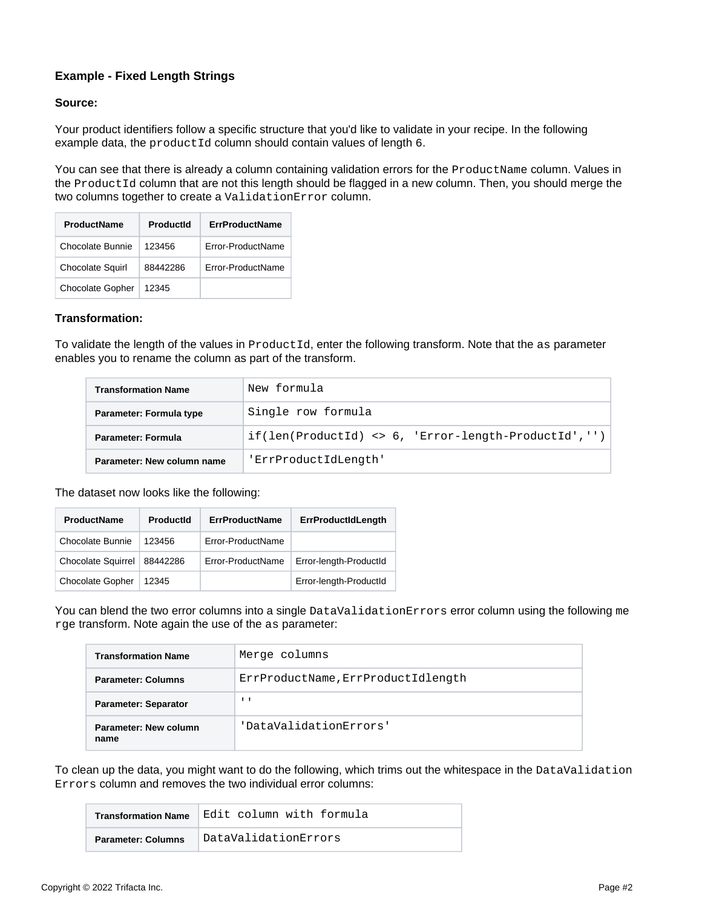### Example - Fixed Length Strings

**Source:**

Your product identifiers follow a specific structure that you'd like to validate in your recipe. In the following example data, the `productId` column should contain values of length `6`.

You can see that there is already a column containing validation errors for the `ProductName` column. Values in the `ProductId` column that are not this length should be flagged in a new column. Then, you should merge the two columns together to create a `ValidationError` column.

| ProductName | ProductId | ErrProductName |
|---|---|---|
| Chocolate Bunnie | 123456 | Error-ProductName |
| Chocolate Squirl | 88442286 | Error-ProductName |
| Chocolate Gopher | 12345 | |

**Transformation:**

To validate the length of the values in `ProductId`, enter the following transform. Note that the `as` parameter enables you to rename the column as part of the transform.

| Transformation Name | `New formula` |
|---|---|
| Parameter: Formula type | `Single row formula` |
| Parameter: Formula | `if(len(ProductId) <> 6, 'Error-length-ProductId','')` |
| Parameter: New column name | `'ErrProductIdLength'` |

The dataset now looks like the following:

| ProductName | ProductId | ErrProductName | ErrProductIdLength |
|---|---|---|---|
| Chocolate Bunnie | 123456 | Error-ProductName | |
| Chocolate Squirrel | 88442286 | Error-ProductName | Error-length-ProductId |
| Chocolate Gopher | 12345 | | Error-length-ProductId |

You can blend the two error columns into a single `DataValidationErrors` error column using the following `merge` transform. Note again the use of the `as` parameter:

| Transformation Name | `Merge columns` |
|---|---|
| Parameter: Columns | `ErrProductName,ErrProductIdlength` |
| Parameter: Separator | `' '` |
| Parameter: New column name | `'DataValidationErrors'` |

To clean up the data, you might want to do the following, which trims out the whitespace in the `DataValidationErrors` column and removes the two individual error columns:

| Transformation Name | `Edit column with formula` |
|---|---|
| Parameter: Columns | `DataValidationErrors` |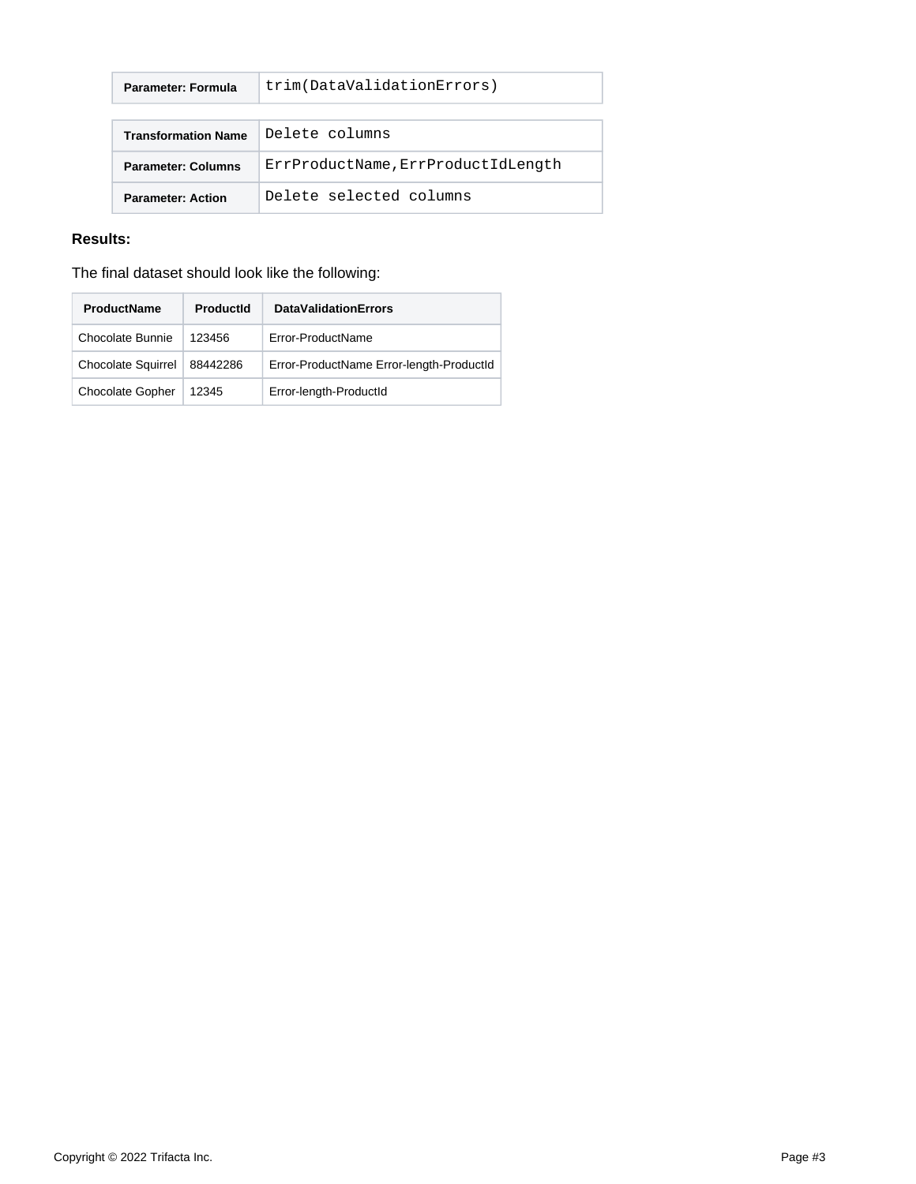| | |
|---|---|
| **Parameter: Formula** | `trim(DataValidationErrors)` |

| | |
|---|---|
| **Transformation Name** | `Delete columns` |
| **Parameter: Columns** | `ErrProductName,ErrProductIdLength` |
| **Parameter: Action** | `Delete selected columns` |

**Results:**

The final dataset should look like the following:

| ProductName | ProductId | DataValidationErrors |
|---|---|---|
| Chocolate Bunnie | 123456 | Error-ProductName |
| Chocolate Squirrel | 88442286 | Error-ProductName Error-length-ProductId |
| Chocolate Gopher | 12345 | Error-length-ProductId |